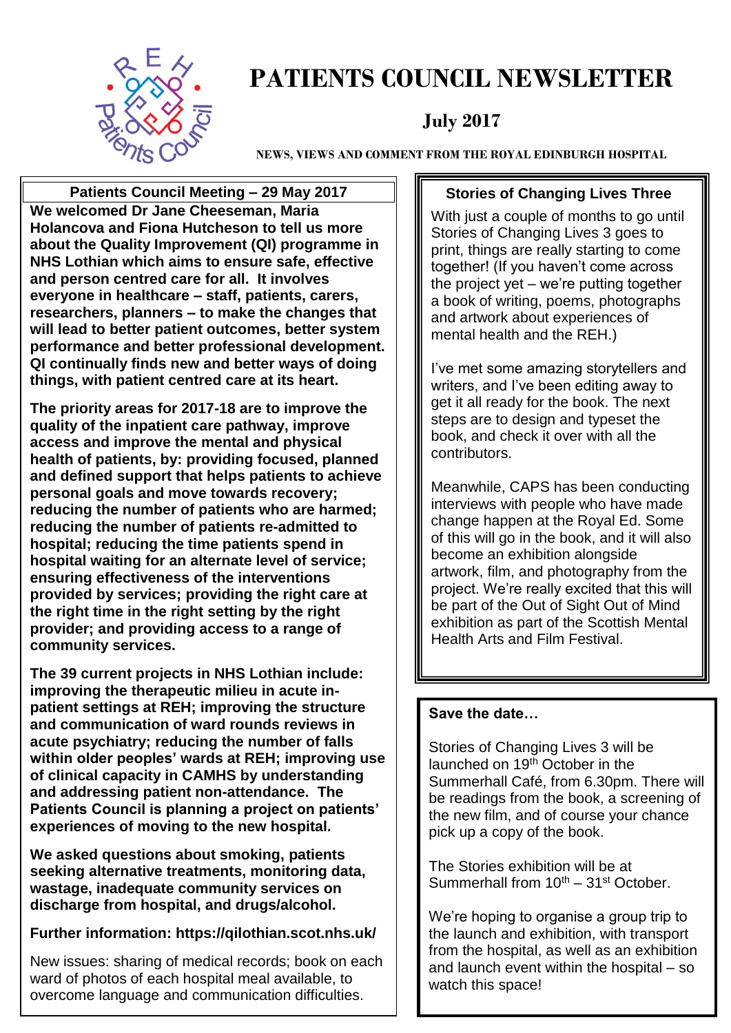# PATIENTS COUNCIL NEWSLETTER

## July 2017

**NEWS, VIEWS AND COMMENT FROM THE ROYAL EDINBURGH HOSPITAL**

### Patients Council Meeting – 29 May 2017

**We welcomed Dr Jane Cheeseman, Maria Holancova and Fiona Hutcheson to tell us more about the Quality Improvement (QI) programme in NHS Lothian which aims to ensure safe, effective and person centred care for all. It involves everyone in healthcare – staff, patients, carers, researchers, planners – to make the changes that will lead to better patient outcomes, better system performance and better professional development. QI continually finds new and better ways of doing things, with patient centred care at its heart.**

**The priority areas for 2017-18 are to improve the quality of the inpatient care pathway, improve access and improve the mental and physical health of patients, by: providing focused, planned and defined support that helps patients to achieve personal goals and move towards recovery; reducing the number of patients who are harmed; reducing the number of patients re-admitted to hospital; reducing the time patients spend in hospital waiting for an alternate level of service; ensuring effectiveness of the interventions provided by services; providing the right care at the right time in the right setting by the right provider; and providing access to a range of community services.**

**The 39 current projects in NHS Lothian include: improving the therapeutic milieu in acute in-patient settings at REH; improving the structure and communication of ward rounds reviews in acute psychiatry; reducing the number of falls within older peoples' wards at REH; improving use of clinical capacity in CAMHS by understanding and addressing patient non-attendance. The Patients Council is planning a project on patients' experiences of moving to the new hospital.**

**We asked questions about smoking, patients seeking alternative treatments, monitoring data, wastage, inadequate community services on discharge from hospital, and drugs/alcohol.**

**Further information: https://qilothian.scot.nhs.uk/**

New issues: sharing of medical records; book on each ward of photos of each hospital meal available, to overcome language and communication difficulties.

### Stories of Changing Lives Three

With just a couple of months to go until Stories of Changing Lives 3 goes to print, things are really starting to come together! (If you haven't come across the project yet – we're putting together a book of writing, poems, photographs and artwork about experiences of mental health and the REH.)

I've met some amazing storytellers and writers, and I've been editing away to get it all ready for the book. The next steps are to design and typeset the book, and check it over with all the contributors.

Meanwhile, CAPS has been conducting interviews with people who have made change happen at the Royal Ed. Some of this will go in the book, and it will also become an exhibition alongside artwork, film, and photography from the project. We're really excited that this will be part of the Out of Sight Out of Mind exhibition as part of the Scottish Mental Health Arts and Film Festival.

### Save the date…

Stories of Changing Lives 3 will be launched on 19th October in the Summerhall Café, from 6.30pm. There will be readings from the book, a screening of the new film, and of course your chance pick up a copy of the book.

The Stories exhibition will be at Summerhall from 10th – 31st October.

We're hoping to organise a group trip to the launch and exhibition, with transport from the hospital, as well as an exhibition and launch event within the hospital – so watch this space!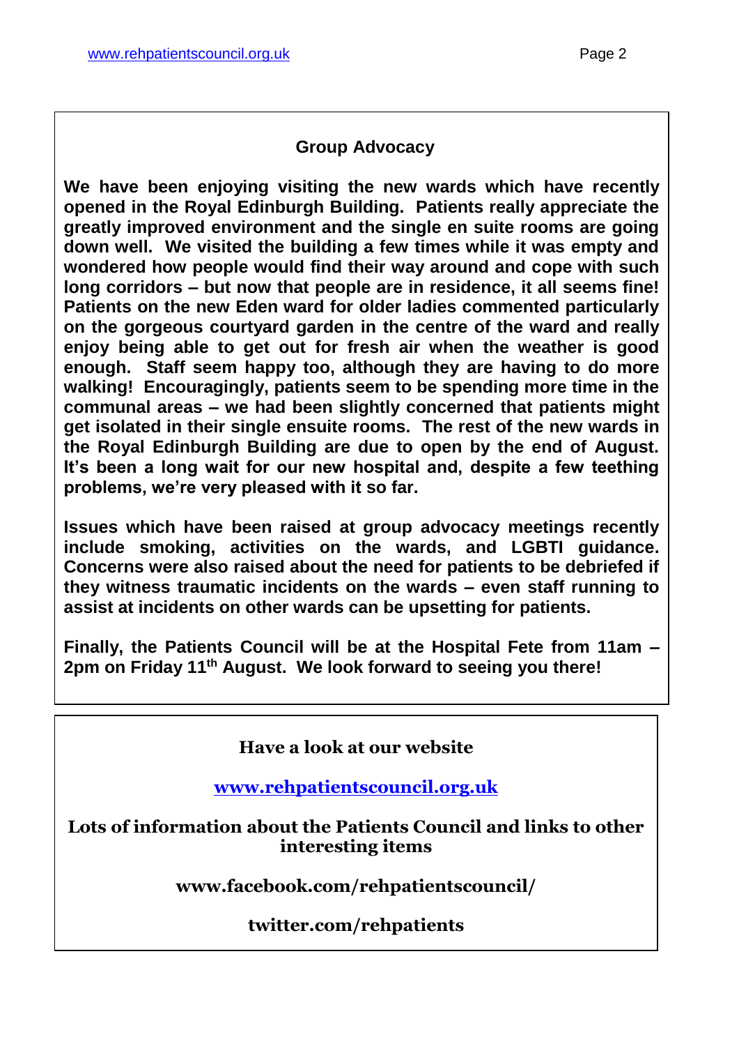## Group Advocacy

**We have been enjoying visiting the new wards which have recently opened in the Royal Edinburgh Building. Patients really appreciate the greatly improved environment and the single en suite rooms are going down well. We visited the building a few times while it was empty and wondered how people would find their way around and cope with such long corridors – but now that people are in residence, it all seems fine! Patients on the new Eden ward for older ladies commented particularly on the gorgeous courtyard garden in the centre of the ward and really enjoy being able to get out for fresh air when the weather is good enough. Staff seem happy too, although they are having to do more walking! Encouragingly, patients seem to be spending more time in the communal areas – we had been slightly concerned that patients might get isolated in their single ensuite rooms. The rest of the new wards in the Royal Edinburgh Building are due to open by the end of August. It's been a long wait for our new hospital and, despite a few teething problems, we're very pleased with it so far.**

**Issues which have been raised at group advocacy meetings recently include smoking, activities on the wards, and LGBTI guidance. Concerns were also raised about the need for patients to be debriefed if they witness traumatic incidents on the wards – even staff running to assist at incidents on other wards can be upsetting for patients.**

**Finally, the Patients Council will be at the Hospital Fete from 11am – 2pm on Friday 11th August. We look forward to seeing you there!**

---

**Have a look at our website**

**www.rehpatientscouncil.org.uk**

**Lots of information about the Patients Council and links to other interesting items**

**www.facebook.com/rehpatientscouncil/**

**twitter.com/rehpatients**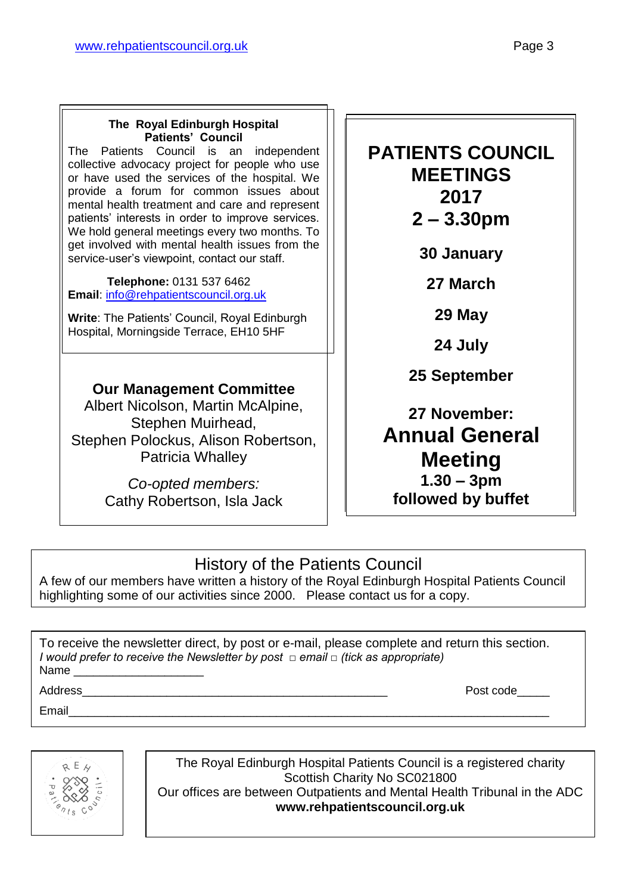### The Royal Edinburgh Hospital Patients' Council

The Patients Council is an independent collective advocacy project for people who use or have used the services of the hospital. We provide a forum for common issues about mental health treatment and care and represent patients' interests in order to improve services. We hold general meetings every two months. To get involved with mental health issues from the service-user's viewpoint, contact our staff.

**Telephone:** 0131 537 6462
**Email**: info@rehpatientscouncil.org.uk

**Write**: The Patients' Council, Royal Edinburgh Hospital, Morningside Terrace, EH10 5HF

### Our Management Committee

Albert Nicolson, Martin McAlpine, Stephen Muirhead, Stephen Polockus, Alison Robertson, Patricia Whalley

*Co-opted members:*
Cathy Robertson, Isla Jack

## PATIENTS COUNCIL MEETINGS 2017 2 – 3.30pm

**30 January**

**27 March**

**29 May**

**24 July**

**25 September**

**27 November:**
**Annual General Meeting**
**1.30 – 3pm**
**followed by buffet**

## History of the Patients Council

A few of our members have written a history of the Royal Edinburgh Hospital Patients Council highlighting some of our activities since 2000. Please contact us for a copy.

To receive the newsletter direct, by post or e-mail, please complete and return this section.
*I would prefer to receive the Newsletter by post □ email □ (tick as appropriate)*

Name ____________________

Address_________________________________________________ Post code_____

Email____________________________________________________________________________

The Royal Edinburgh Hospital Patients Council is a registered charity
Scottish Charity No SC021800
Our offices are between Outpatients and Mental Health Tribunal in the ADC
**www.rehpatientscouncil.org.uk**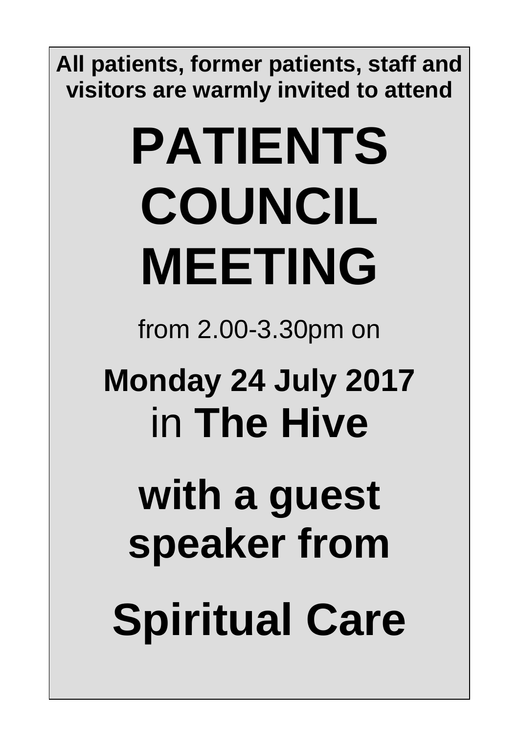**All patients, former patients, staff and visitors are warmly invited to attend**

# PATIENTS COUNCIL MEETING

from 2.00-3.30pm on

**Monday 24 July 2017**
in **The Hive**

**with a guest speaker from**

**Spiritual Care**